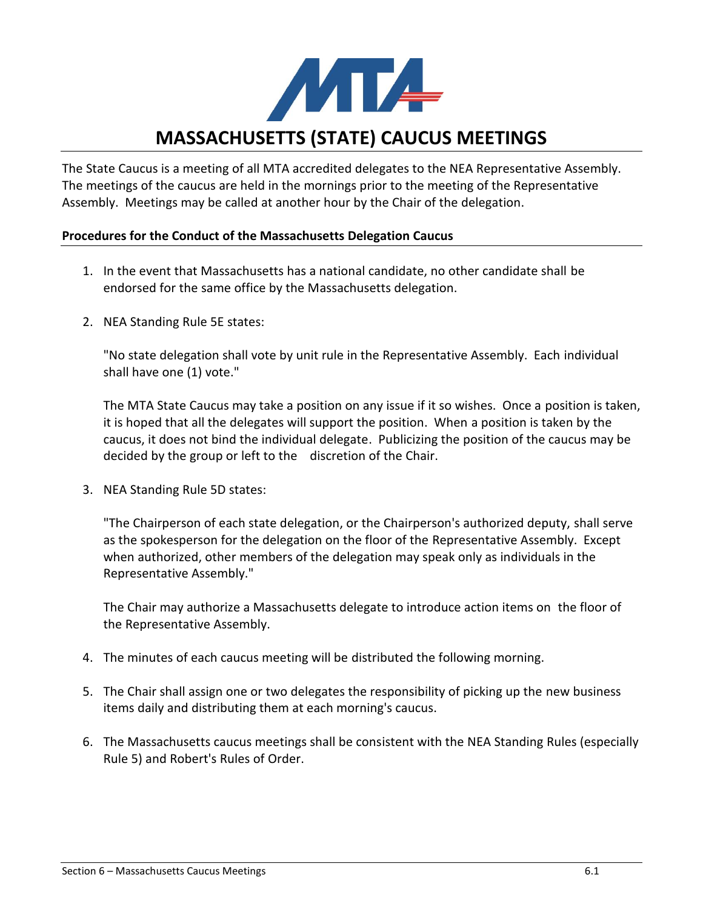# MASSACHUSETTS (STATE) CAUCUS MEETINGS

The State Caucus is a meeting of all MTA accredited delegates to the NEA Representative Assembly. The meetings of the caucus are held in the mornings prior to the meeting of the Representative Assembly. Meetings may be called at another hour by the Chair of the delegation.

**Procedures for the Conduct of the Massachusetts Delegation Caucus**

1. In the event that Massachusetts has a national candidate, no other candidate shall be endorsed for the same office by the Massachusetts delegation.

2. NEA Standing Rule 5E states:

   "No state delegation shall vote by unit rule in the Representative Assembly. Each individual shall have one (1) vote."

   The MTA State Caucus may take a position on any issue if it so wishes. Once a position is taken, it is hoped that all the delegates will support the position. When a position is taken by the caucus, it does not bind the individual delegate. Publicizing the position of the caucus may be decided by the group or left to the discretion of the Chair.

3. NEA Standing Rule 5D states:

   "The Chairperson of each state delegation, or the Chairperson's authorized deputy, shall serve as the spokesperson for the delegation on the floor of the Representative Assembly. Except when authorized, other members of the delegation may speak only as individuals in the Representative Assembly."

   The Chair may authorize a Massachusetts delegate to introduce action items on the floor of the Representative Assembly.

4. The minutes of each caucus meeting will be distributed the following morning.

5. The Chair shall assign one or two delegates the responsibility of picking up the new business items daily and distributing them at each morning's caucus.

6. The Massachusetts caucus meetings shall be consistent with the NEA Standing Rules (especially Rule 5) and Robert's Rules of Order.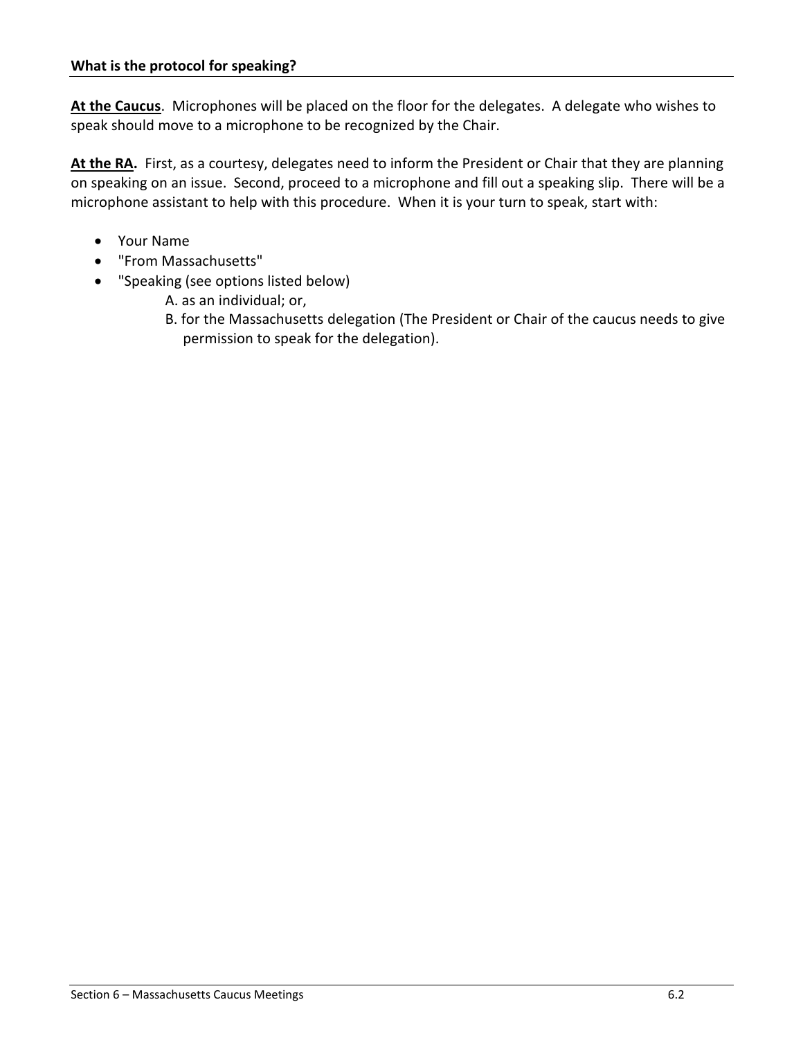**What is the protocol for speaking?**

**At the Caucus**. Microphones will be placed on the floor for the delegates. A delegate who wishes to speak should move to a microphone to be recognized by the Chair.

**At the RA.** First, as a courtesy, delegates need to inform the President or Chair that they are planning on speaking on an issue. Second, proceed to a microphone and fill out a speaking slip. There will be a microphone assistant to help with this procedure. When it is your turn to speak, start with:

- Your Name
- "From Massachusetts"
- "Speaking (see options listed below)
    - A. as an individual; or,
    - B. for the Massachusetts delegation (The President or Chair of the caucus needs to give permission to speak for the delegation).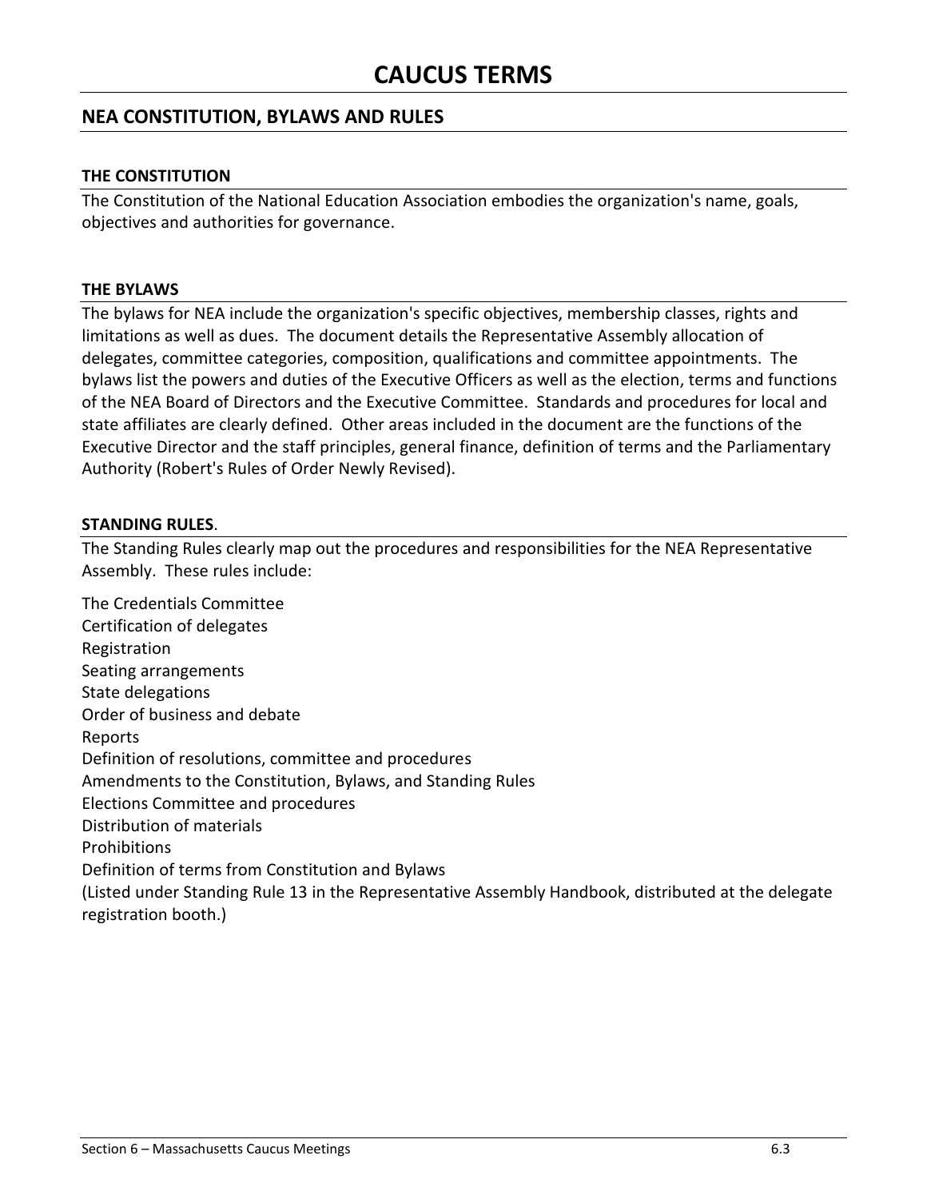# CAUCUS TERMS

## NEA CONSTITUTION, BYLAWS AND RULES

### THE CONSTITUTION

The Constitution of the National Education Association embodies the organization's name, goals, objectives and authorities for governance.

### THE BYLAWS

The bylaws for NEA include the organization's specific objectives, membership classes, rights and limitations as well as dues. The document details the Representative Assembly allocation of delegates, committee categories, composition, qualifications and committee appointments. The bylaws list the powers and duties of the Executive Officers as well as the election, terms and functions of the NEA Board of Directors and the Executive Committee. Standards and procedures for local and state affiliates are clearly defined. Other areas included in the document are the functions of the Executive Director and the staff principles, general finance, definition of terms and the Parliamentary Authority (Robert's Rules of Order Newly Revised).

### STANDING RULES.

The Standing Rules clearly map out the procedures and responsibilities for the NEA Representative Assembly. These rules include:

The Credentials Committee
Certification of delegates
Registration
Seating arrangements
State delegations
Order of business and debate
Reports
Definition of resolutions, committee and procedures
Amendments to the Constitution, Bylaws, and Standing Rules
Elections Committee and procedures
Distribution of materials
Prohibitions
Definition of terms from Constitution and Bylaws
(Listed under Standing Rule 13 in the Representative Assembly Handbook, distributed at the delegate registration booth.)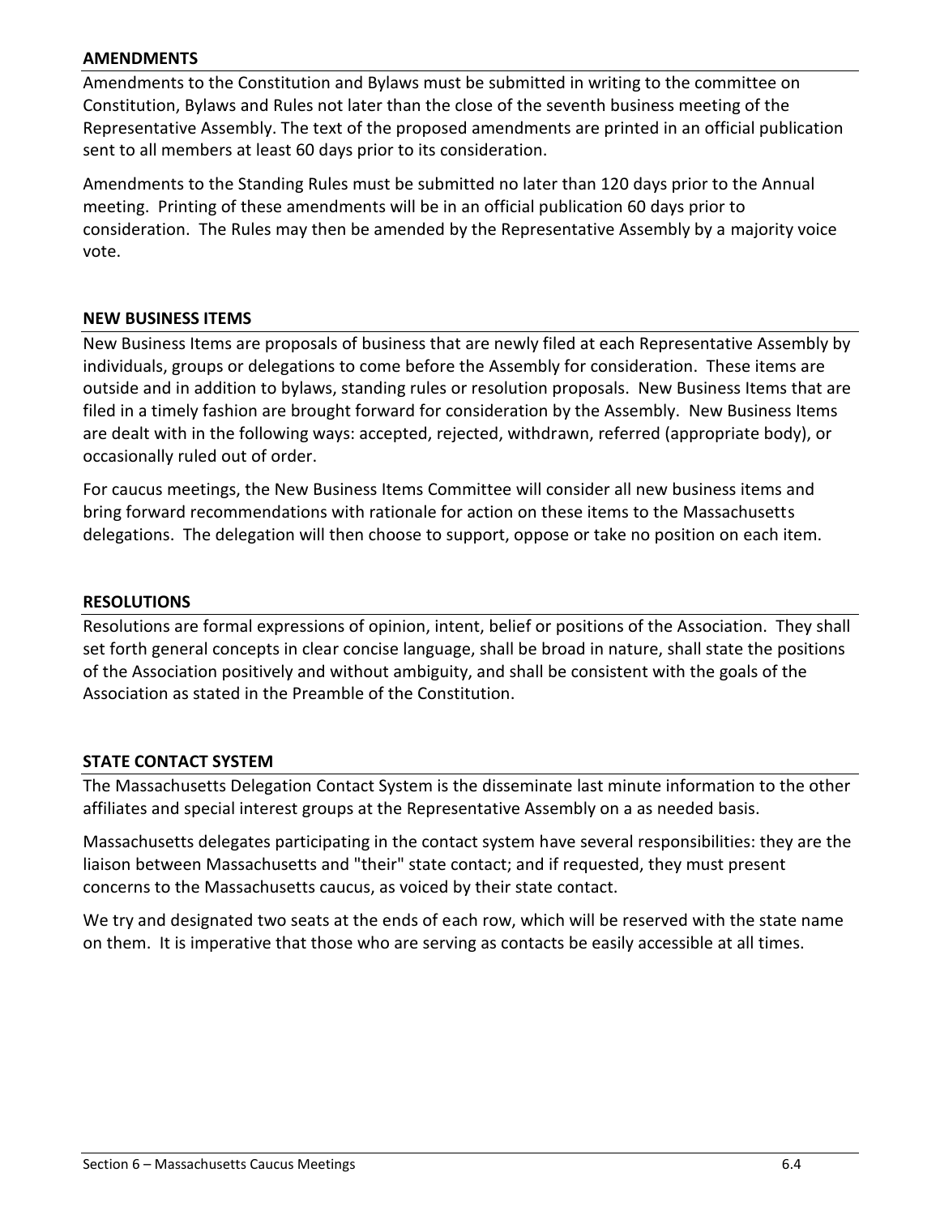## AMENDMENTS

Amendments to the Constitution and Bylaws must be submitted in writing to the committee on Constitution, Bylaws and Rules not later than the close of the seventh business meeting of the Representative Assembly. The text of the proposed amendments are printed in an official publication sent to all members at least 60 days prior to its consideration.

Amendments to the Standing Rules must be submitted no later than 120 days prior to the Annual meeting. Printing of these amendments will be in an official publication 60 days prior to consideration. The Rules may then be amended by the Representative Assembly by a majority voice vote.

## NEW BUSINESS ITEMS

New Business Items are proposals of business that are newly filed at each Representative Assembly by individuals, groups or delegations to come before the Assembly for consideration. These items are outside and in addition to bylaws, standing rules or resolution proposals. New Business Items that are filed in a timely fashion are brought forward for consideration by the Assembly. New Business Items are dealt with in the following ways: accepted, rejected, withdrawn, referred (appropriate body), or occasionally ruled out of order.

For caucus meetings, the New Business Items Committee will consider all new business items and bring forward recommendations with rationale for action on these items to the Massachusetts delegations. The delegation will then choose to support, oppose or take no position on each item.

## RESOLUTIONS

Resolutions are formal expressions of opinion, intent, belief or positions of the Association. They shall set forth general concepts in clear concise language, shall be broad in nature, shall state the positions of the Association positively and without ambiguity, and shall be consistent with the goals of the Association as stated in the Preamble of the Constitution.

## STATE CONTACT SYSTEM

The Massachusetts Delegation Contact System is the disseminate last minute information to the other affiliates and special interest groups at the Representative Assembly on a as needed basis.

Massachusetts delegates participating in the contact system have several responsibilities: they are the liaison between Massachusetts and "their" state contact; and if requested, they must present concerns to the Massachusetts caucus, as voiced by their state contact.

We try and designated two seats at the ends of each row, which will be reserved with the state name on them. It is imperative that those who are serving as contacts be easily accessible at all times.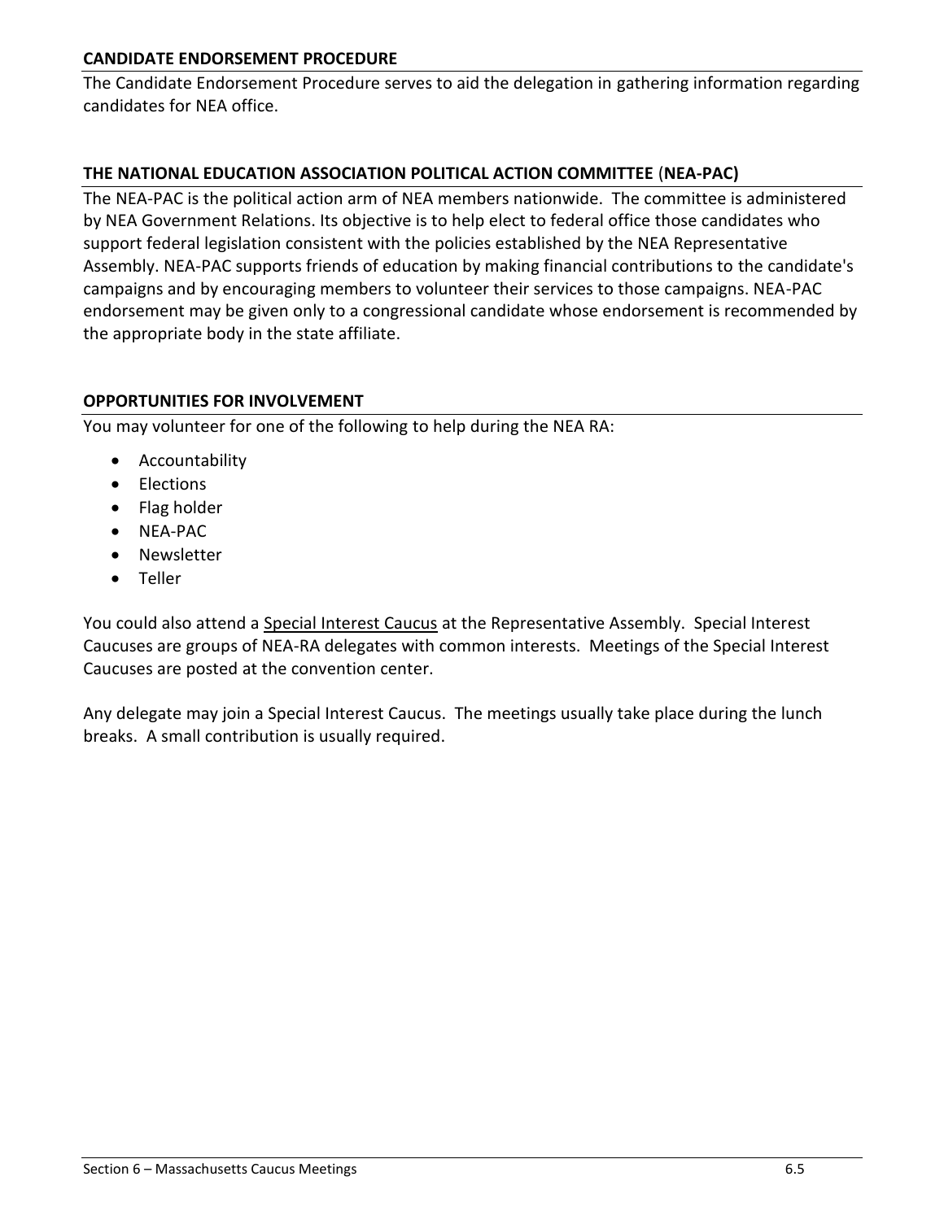## CANDIDATE ENDORSEMENT PROCEDURE

The Candidate Endorsement Procedure serves to aid the delegation in gathering information regarding candidates for NEA office.

## THE NATIONAL EDUCATION ASSOCIATION POLITICAL ACTION COMMITTEE (NEA-PAC)

The NEA-PAC is the political action arm of NEA members nationwide. The committee is administered by NEA Government Relations. Its objective is to help elect to federal office those candidates who support federal legislation consistent with the policies established by the NEA Representative Assembly. NEA-PAC supports friends of education by making financial contributions to the candidate's campaigns and by encouraging members to volunteer their services to those campaigns. NEA-PAC endorsement may be given only to a congressional candidate whose endorsement is recommended by the appropriate body in the state affiliate.

## OPPORTUNITIES FOR INVOLVEMENT

You may volunteer for one of the following to help during the NEA RA:

- Accountability
- Elections
- Flag holder
- NEA-PAC
- Newsletter
- Teller

You could also attend a Special Interest Caucus at the Representative Assembly. Special Interest Caucuses are groups of NEA-RA delegates with common interests. Meetings of the Special Interest Caucuses are posted at the convention center.

Any delegate may join a Special Interest Caucus. The meetings usually take place during the lunch breaks. A small contribution is usually required.